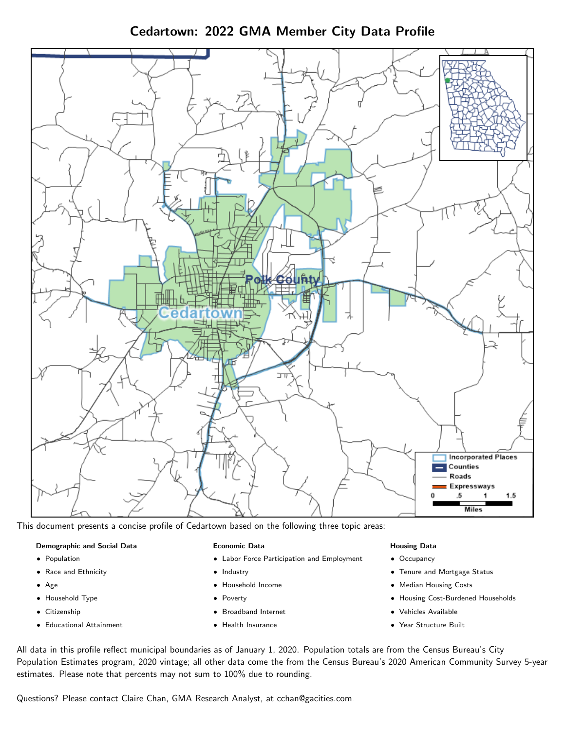# Cedartown: 2022 GMA Member City Data Profile

This document presents a concise profile of Cedartown based on the following three topic areas:

**Demographic and Social Data**

- Population
- Race and Ethnicity
- Age
- Household Type
- Citizenship
- Educational Attainment

**Economic Data**

- Labor Force Participation and Employment
- Industry
- Household Income
- Poverty
- Broadband Internet
- Health Insurance

**Housing Data**

- Occupancy
- Tenure and Mortgage Status
- Median Housing Costs
- Housing Cost-Burdened Households
- Vehicles Available
- Year Structure Built

All data in this profile reflect municipal boundaries as of January 1, 2020. Population totals are from the Census Bureau's City Population Estimates program, 2020 vintage; all other data come the from the Census Bureau's 2020 American Community Survey 5-year estimates. Please note that percents may not sum to 100% due to rounding.

Questions? Please contact Claire Chan, GMA Research Analyst, at cchan@gacities.com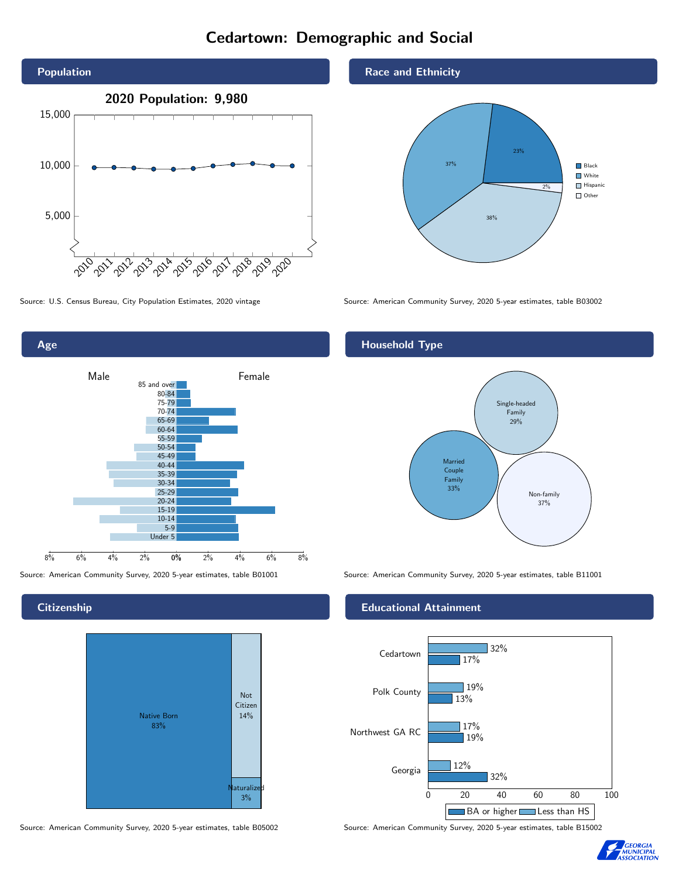# Cedartown: Demographic and Social

## Population

**2020 Population: 9,980**

Source: U.S. Census Bureau, City Population Estimates, 2020 vintage

## Race and Ethnicity

| Group | Share |
| --- | --- |
| Black | 23% |
| White | 37% |
| Hispanic | 38% |
| Other | 2% |

Source: American Community Survey, 2020 5-year estimates, table B03002

## Age

Male / Female

Age groups: 85 and over, 80-84, 75-79, 70-74, 65-69, 60-64, 55-59, 50-54, 45-49, 40-44, 35-39, 30-34, 25-29, 20-24, 15-19, 10-14, 5-9, Under 5

Source: American Community Survey, 2020 5-year estimates, table B01001

## Household Type

| Household Type | Share |
| --- | --- |
| Single-headed Family | 29% |
| Married Couple Family | 33% |
| Non-family | 37% |

Source: American Community Survey, 2020 5-year estimates, table B11001

## Citizenship

| Status | Share |
| --- | --- |
| Native Born | 83% |
| Not Citizen | 14% |
| Naturalized | 3% |

Source: American Community Survey, 2020 5-year estimates, table B05002

## Educational Attainment

| Area | Less than HS | BA or higher |
| --- | --- | --- |
| Cedartown | 32% | 17% |
| Polk County | 19% | 13% |
| Northwest GA RC | 17% | 19% |
| Georgia | 12% | 32% |

Source: American Community Survey, 2020 5-year estimates, table B15002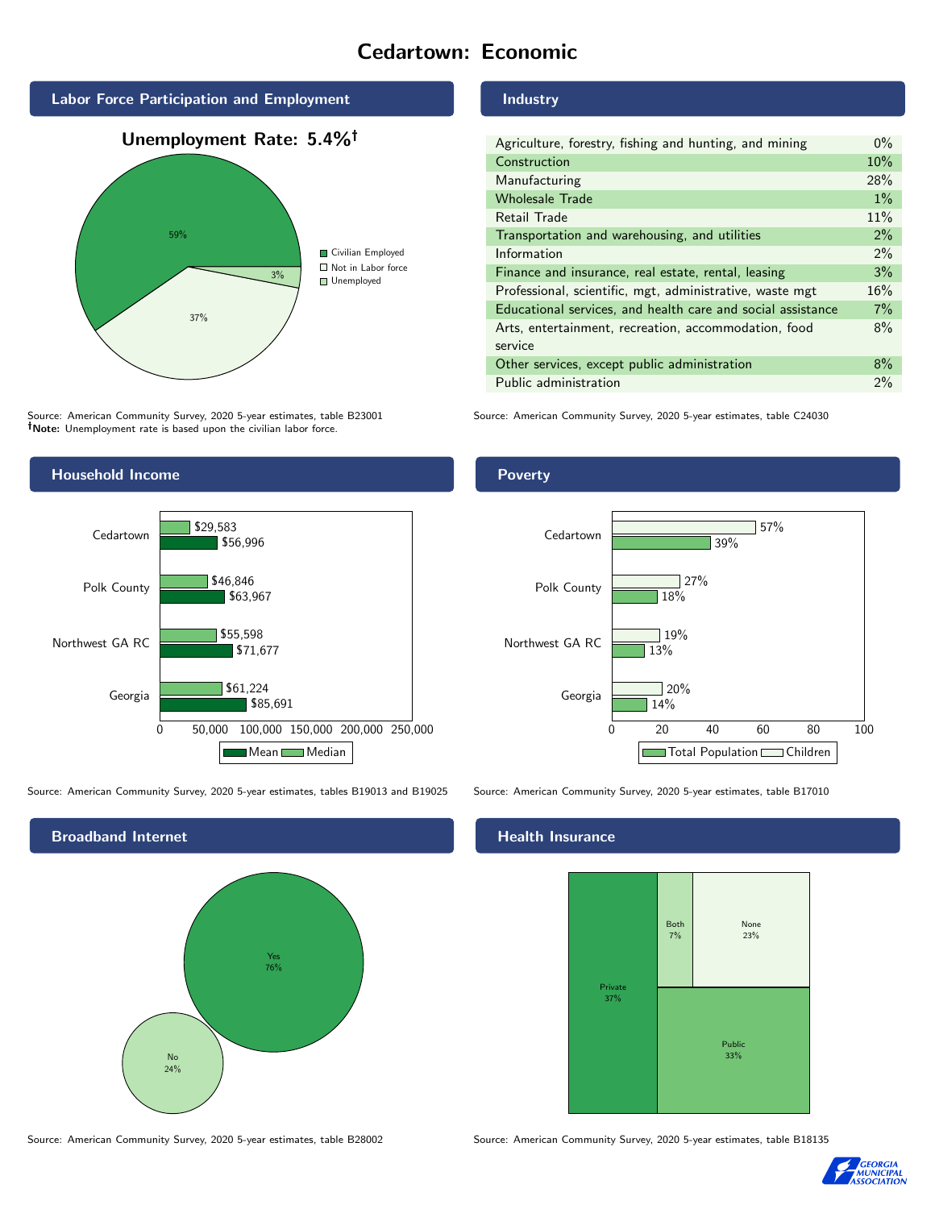# Cedartown: Economic

## Labor Force Participation and Employment

**Unemployment Rate: 5.4%†**

| Category | Percent |
|---|---|
| Civilian Employed | 59% |
| Not in Labor force | 37% |
| Unemployed | 3% |

Source: American Community Survey, 2020 5-year estimates, table B23001
**†Note:** Unemployment rate is based upon the civilian labor force.

## Industry

| Industry | Percent |
|---|---|
| Agriculture, forestry, fishing and hunting, and mining | 0% |
| Construction | 10% |
| Manufacturing | 28% |
| Wholesale Trade | 1% |
| Retail Trade | 11% |
| Transportation and warehousing, and utilities | 2% |
| Information | 2% |
| Finance and insurance, real estate, rental, leasing | 3% |
| Professional, scientific, mgt, administrative, waste mgt | 16% |
| Educational services, and health care and social assistance | 7% |
| Arts, entertainment, recreation, accommodation, food service | 8% |
| Other services, except public administration | 8% |
| Public administration | 2% |

Source: American Community Survey, 2020 5-year estimates, table C24030

## Household Income

| | Median | Mean |
|---|---|---|
| Cedartown | $29,583 | $56,996 |
| Polk County | $46,846 | $63,967 |
| Northwest GA RC | $55,598 | $71,677 |
| Georgia | $61,224 | $85,691 |

Source: American Community Survey, 2020 5-year estimates, tables B19013 and B19025

## Poverty

| | Children | Total Population |
|---|---|---|
| Cedartown | 57% | 39% |
| Polk County | 27% | 18% |
| Northwest GA RC | 19% | 13% |
| Georgia | 20% | 14% |

Source: American Community Survey, 2020 5-year estimates, table B17010

## Broadband Internet

| | Percent |
|---|---|
| Yes | 76% |
| No | 24% |

Source: American Community Survey, 2020 5-year estimates, table B28002

## Health Insurance

| | Percent |
|---|---|
| Private | 37% |
| Both | 7% |
| None | 23% |
| Public | 33% |

Source: American Community Survey, 2020 5-year estimates, table B18135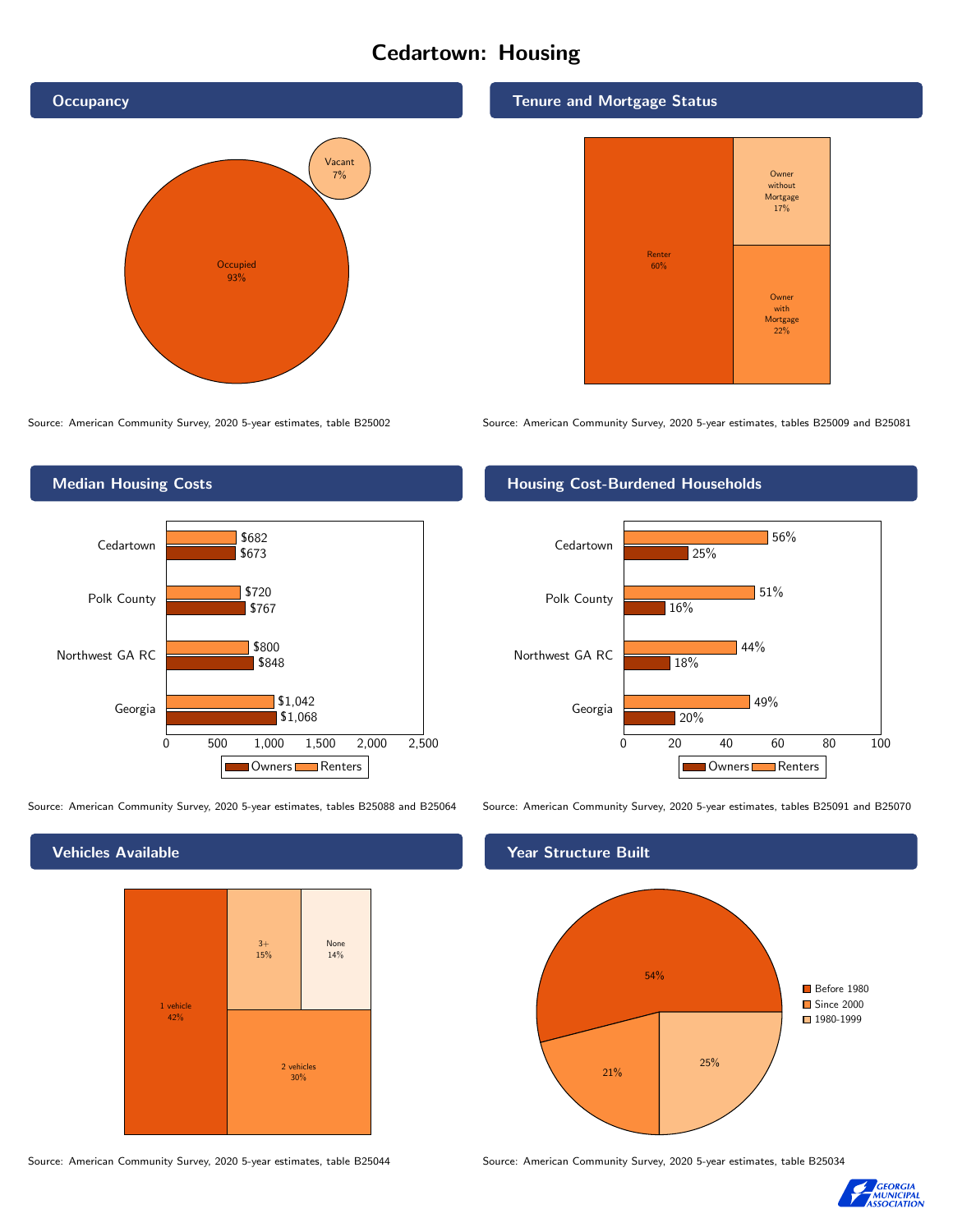# Cedartown: Housing

## Occupancy

Vacant
7%

Occupied
93%

Source: American Community Survey, 2020 5-year estimates, table B25002

## Tenure and Mortgage Status

Renter
60%

Owner without Mortgage
17%

Owner with Mortgage
22%

Source: American Community Survey, 2020 5-year estimates, tables B25009 and B25081

## Median Housing Costs

Cedartown
$682
$673

Polk County
$720
$767

Northwest GA RC
$800
$848

Georgia
$1,042
$1,068

0
500
1,000
1,500
2,000
2,500

Owners
Renters

Source: American Community Survey, 2020 5-year estimates, tables B25088 and B25064

## Housing Cost-Burdened Households

Cedartown
56%
25%

Polk County
51%
16%

Northwest GA RC
44%
18%

Georgia
49%
20%

0
20
40
60
80
100

Owners
Renters

Source: American Community Survey, 2020 5-year estimates, tables B25091 and B25070

## Vehicles Available

1 vehicle
42%

3+
15%

None
14%

2 vehicles
30%

Source: American Community Survey, 2020 5-year estimates, table B25044

## Year Structure Built

54%
21%
25%

Before 1980
Since 2000
1980-1999

Source: American Community Survey, 2020 5-year estimates, table B25034

GEORGIA MUNICIPAL ASSOCIATION